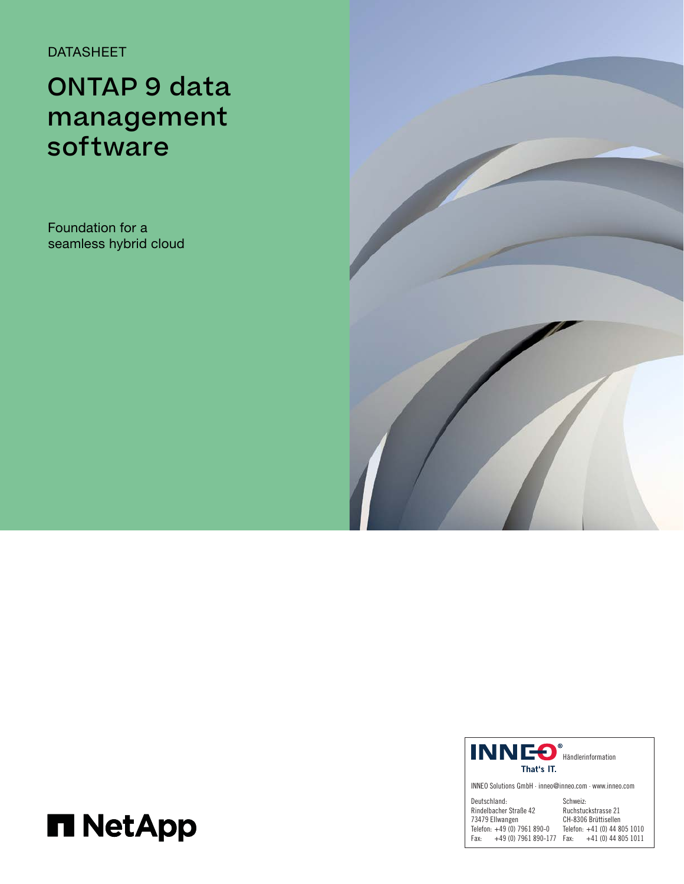DATASHEET

# ONTAP 9 data management software

Foundation for a seamless hybrid cloud

NetApp

INNEO® That's IT. Händlerinformation

INNEO Solutions GmbH · inneo@inneo.com · www.inneo.com

Deutschland:
Rindelbacher Straße 42
73479 Ellwangen
Telefon: +49 (0) 7961 890-0
Fax: +49 (0) 7961 890-177

Schweiz:
Ruchstuckstrasse 21
CH-8306 Brüttisellen
Telefon: +41 (0) 44 805 1010
Fax: +41 (0) 44 805 1011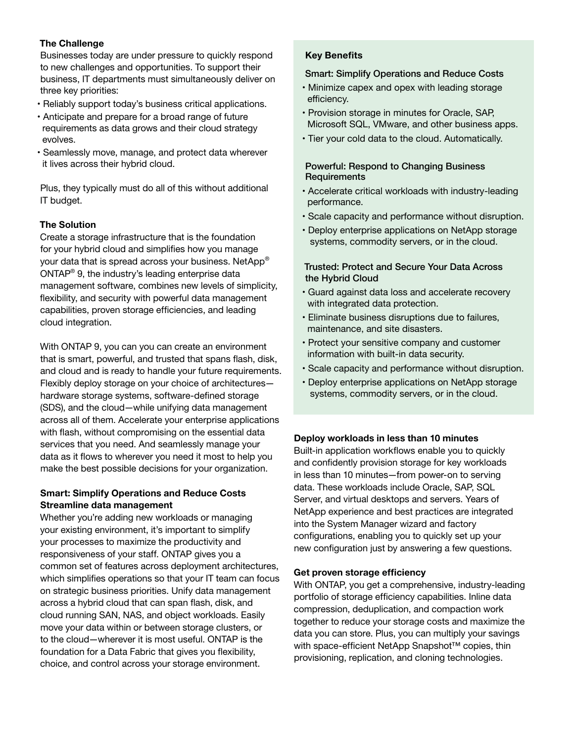## The Challenge

Businesses today are under pressure to quickly respond to new challenges and opportunities. To support their business, IT departments must simultaneously deliver on three key priorities:

- Reliably support today's business critical applications.
- Anticipate and prepare for a broad range of future requirements as data grows and their cloud strategy evolves.
- Seamlessly move, manage, and protect data wherever it lives across their hybrid cloud.

Plus, they typically must do all of this without additional IT budget.

## The Solution

Create a storage infrastructure that is the foundation for your hybrid cloud and simplifies how you manage your data that is spread across your business. NetApp® ONTAP® 9, the industry's leading enterprise data management software, combines new levels of simplicity, flexibility, and security with powerful data management capabilities, proven storage efficiencies, and leading cloud integration.

With ONTAP 9, you can you can create an environment that is smart, powerful, and trusted that spans flash, disk, and cloud and is ready to handle your future requirements. Flexibly deploy storage on your choice of architectures—hardware storage systems, software-defined storage (SDS), and the cloud—while unifying data management across all of them. Accelerate your enterprise applications with flash, without compromising on the essential data services that you need. And seamlessly manage your data as it flows to wherever you need it most to help you make the best possible decisions for your organization.

## Smart: Simplify Operations and Reduce Costs

### Streamline data management

Whether you're adding new workloads or managing your existing environment, it's important to simplify your processes to maximize the productivity and responsiveness of your staff. ONTAP gives you a common set of features across deployment architectures, which simplifies operations so that your IT team can focus on strategic business priorities. Unify data management across a hybrid cloud that can span flash, disk, and cloud running SAN, NAS, and object workloads. Easily move your data within or between storage clusters, or to the cloud—wherever it is most useful. ONTAP is the foundation for a Data Fabric that gives you flexibility, choice, and control across your storage environment.

## Key Benefits

### Smart: Simplify Operations and Reduce Costs

- Minimize capex and opex with leading storage efficiency.
- Provision storage in minutes for Oracle, SAP, Microsoft SQL, VMware, and other business apps.
- Tier your cold data to the cloud. Automatically.

### Powerful: Respond to Changing Business Requirements

- Accelerate critical workloads with industry-leading performance.
- Scale capacity and performance without disruption.
- Deploy enterprise applications on NetApp storage systems, commodity servers, or in the cloud.

### Trusted: Protect and Secure Your Data Across the Hybrid Cloud

- Guard against data loss and accelerate recovery with integrated data protection.
- Eliminate business disruptions due to failures, maintenance, and site disasters.
- Protect your sensitive company and customer information with built-in data security.
- Scale capacity and performance without disruption.
- Deploy enterprise applications on NetApp storage systems, commodity servers, or in the cloud.

### Deploy workloads in less than 10 minutes

Built-in application workflows enable you to quickly and confidently provision storage for key workloads in less than 10 minutes—from power-on to serving data. These workloads include Oracle, SAP, SQL Server, and virtual desktops and servers. Years of NetApp experience and best practices are integrated into the System Manager wizard and factory configurations, enabling you to quickly set up your new configuration just by answering a few questions.

### Get proven storage efficiency

With ONTAP, you get a comprehensive, industry-leading portfolio of storage efficiency capabilities. Inline data compression, deduplication, and compaction work together to reduce your storage costs and maximize the data you can store. Plus, you can multiply your savings with space-efficient NetApp Snapshot™ copies, thin provisioning, replication, and cloning technologies.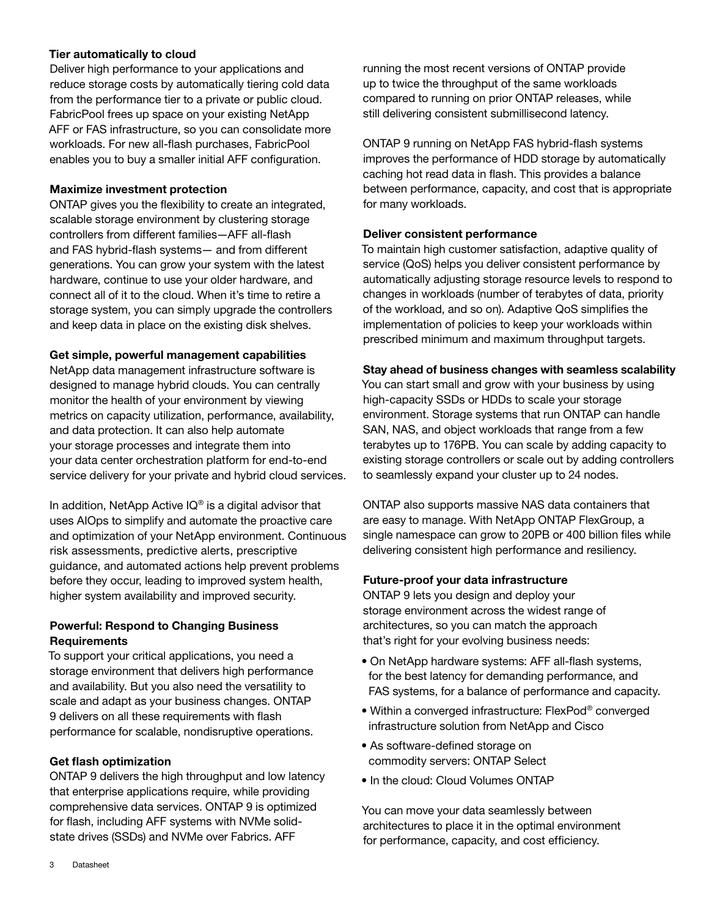### Tier automatically to cloud

Deliver high performance to your applications and reduce storage costs by automatically tiering cold data from the performance tier to a private or public cloud. FabricPool frees up space on your existing NetApp AFF or FAS infrastructure, so you can consolidate more workloads. For new all-flash purchases, FabricPool enables you to buy a smaller initial AFF configuration.

### Maximize investment protection

ONTAP gives you the flexibility to create an integrated, scalable storage environment by clustering storage controllers from different families—AFF all-flash and FAS hybrid-flash systems— and from different generations. You can grow your system with the latest hardware, continue to use your older hardware, and connect all of it to the cloud. When it's time to retire a storage system, you can simply upgrade the controllers and keep data in place on the existing disk shelves.

### Get simple, powerful management capabilities

NetApp data management infrastructure software is designed to manage hybrid clouds. You can centrally monitor the health of your environment by viewing metrics on capacity utilization, performance, availability, and data protection. It can also help automate your storage processes and integrate them into your data center orchestration platform for end-to-end service delivery for your private and hybrid cloud services.

In addition, NetApp Active IQ® is a digital advisor that uses AIOps to simplify and automate the proactive care and optimization of your NetApp environment. Continuous risk assessments, predictive alerts, prescriptive guidance, and automated actions help prevent problems before they occur, leading to improved system health, higher system availability and improved security.

## Powerful: Respond to Changing Business Requirements

To support your critical applications, you need a storage environment that delivers high performance and availability. But you also need the versatility to scale and adapt as your business changes. ONTAP 9 delivers on all these requirements with flash performance for scalable, nondisruptive operations.

### Get flash optimization

ONTAP 9 delivers the high throughput and low latency that enterprise applications require, while providing comprehensive data services. ONTAP 9 is optimized for flash, including AFF systems with NVMe solid-state drives (SSDs) and NVMe over Fabrics. AFF running the most recent versions of ONTAP provide up to twice the throughput of the same workloads compared to running on prior ONTAP releases, while still delivering consistent submillisecond latency.

ONTAP 9 running on NetApp FAS hybrid-flash systems improves the performance of HDD storage by automatically caching hot read data in flash. This provides a balance between performance, capacity, and cost that is appropriate for many workloads.

### Deliver consistent performance

To maintain high customer satisfaction, adaptive quality of service (QoS) helps you deliver consistent performance by automatically adjusting storage resource levels to respond to changes in workloads (number of terabytes of data, priority of the workload, and so on). Adaptive QoS simplifies the implementation of policies to keep your workloads within prescribed minimum and maximum throughput targets.

### Stay ahead of business changes with seamless scalability

You can start small and grow with your business by using high-capacity SSDs or HDDs to scale your storage environment. Storage systems that run ONTAP can handle SAN, NAS, and object workloads that range from a few terabytes up to 176PB. You can scale by adding capacity to existing storage controllers or scale out by adding controllers to seamlessly expand your cluster up to 24 nodes.

ONTAP also supports massive NAS data containers that are easy to manage. With NetApp ONTAP FlexGroup, a single namespace can grow to 20PB or 400 billion files while delivering consistent high performance and resiliency.

### Future-proof your data infrastructure

ONTAP 9 lets you design and deploy your storage environment across the widest range of architectures, so you can match the approach that's right for your evolving business needs:

- On NetApp hardware systems: AFF all-flash systems, for the best latency for demanding performance, and FAS systems, for a balance of performance and capacity.
- Within a converged infrastructure: FlexPod® converged infrastructure solution from NetApp and Cisco
- As software-defined storage on commodity servers: ONTAP Select
- In the cloud: Cloud Volumes ONTAP

You can move your data seamlessly between architectures to place it in the optimal environment for performance, capacity, and cost efficiency.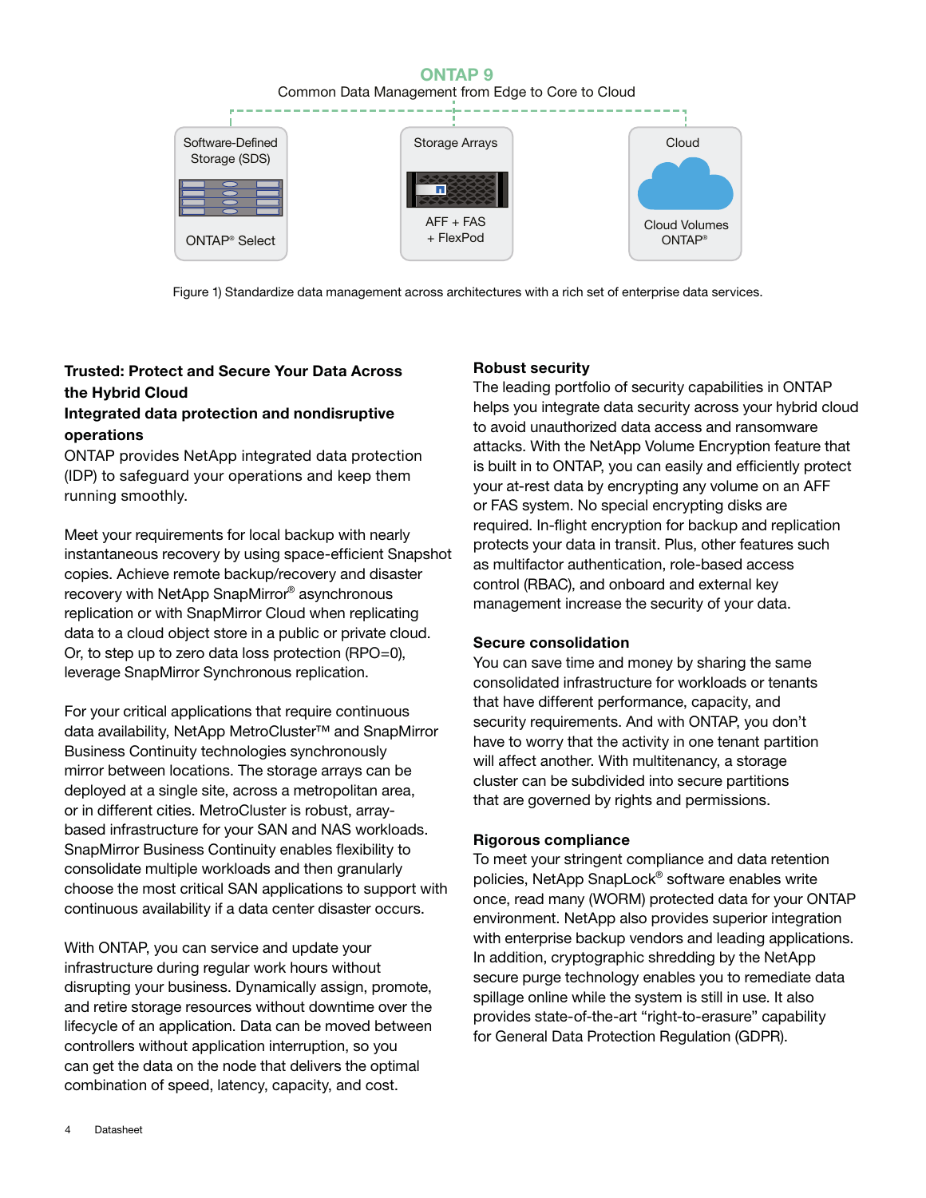ONTAP 9

Common Data Management from Edge to Core to Cloud

Software-Defined Storage (SDS) — ONTAP® Select

Storage Arrays — AFF + FAS + FlexPod

Cloud — Cloud Volumes ONTAP®

Figure 1) Standardize data management across architectures with a rich set of enterprise data services.

## Trusted: Protect and Secure Your Data Across the Hybrid Cloud

### Integrated data protection and nondisruptive operations

ONTAP provides NetApp integrated data protection (IDP) to safeguard your operations and keep them running smoothly.

Meet your requirements for local backup with nearly instantaneous recovery by using space-efficient Snapshot copies. Achieve remote backup/recovery and disaster recovery with NetApp SnapMirror® asynchronous replication or with SnapMirror Cloud when replicating data to a cloud object store in a public or private cloud. Or, to step up to zero data loss protection (RPO=0), leverage SnapMirror Synchronous replication.

For your critical applications that require continuous data availability, NetApp MetroCluster™ and SnapMirror Business Continuity technologies synchronously mirror between locations. The storage arrays can be deployed at a single site, across a metropolitan area, or in different cities. MetroCluster is robust, array-based infrastructure for your SAN and NAS workloads. SnapMirror Business Continuity enables flexibility to consolidate multiple workloads and then granularly choose the most critical SAN applications to support with continuous availability if a data center disaster occurs.

With ONTAP, you can service and update your infrastructure during regular work hours without disrupting your business. Dynamically assign, promote, and retire storage resources without downtime over the lifecycle of an application. Data can be moved between controllers without application interruption, so you can get the data on the node that delivers the optimal combination of speed, latency, capacity, and cost.

### Robust security

The leading portfolio of security capabilities in ONTAP helps you integrate data security across your hybrid cloud to avoid unauthorized data access and ransomware attacks. With the NetApp Volume Encryption feature that is built in to ONTAP, you can easily and efficiently protect your at-rest data by encrypting any volume on an AFF or FAS system. No special encrypting disks are required. In-flight encryption for backup and replication protects your data in transit. Plus, other features such as multifactor authentication, role-based access control (RBAC), and onboard and external key management increase the security of your data.

### Secure consolidation

You can save time and money by sharing the same consolidated infrastructure for workloads or tenants that have different performance, capacity, and security requirements. And with ONTAP, you don't have to worry that the activity in one tenant partition will affect another. With multitenancy, a storage cluster can be subdivided into secure partitions that are governed by rights and permissions.

### Rigorous compliance

To meet your stringent compliance and data retention policies, NetApp SnapLock® software enables write once, read many (WORM) protected data for your ONTAP environment. NetApp also provides superior integration with enterprise backup vendors and leading applications. In addition, cryptographic shredding by the NetApp secure purge technology enables you to remediate data spillage online while the system is still in use. It also provides state-of-the-art "right-to-erasure" capability for General Data Protection Regulation (GDPR).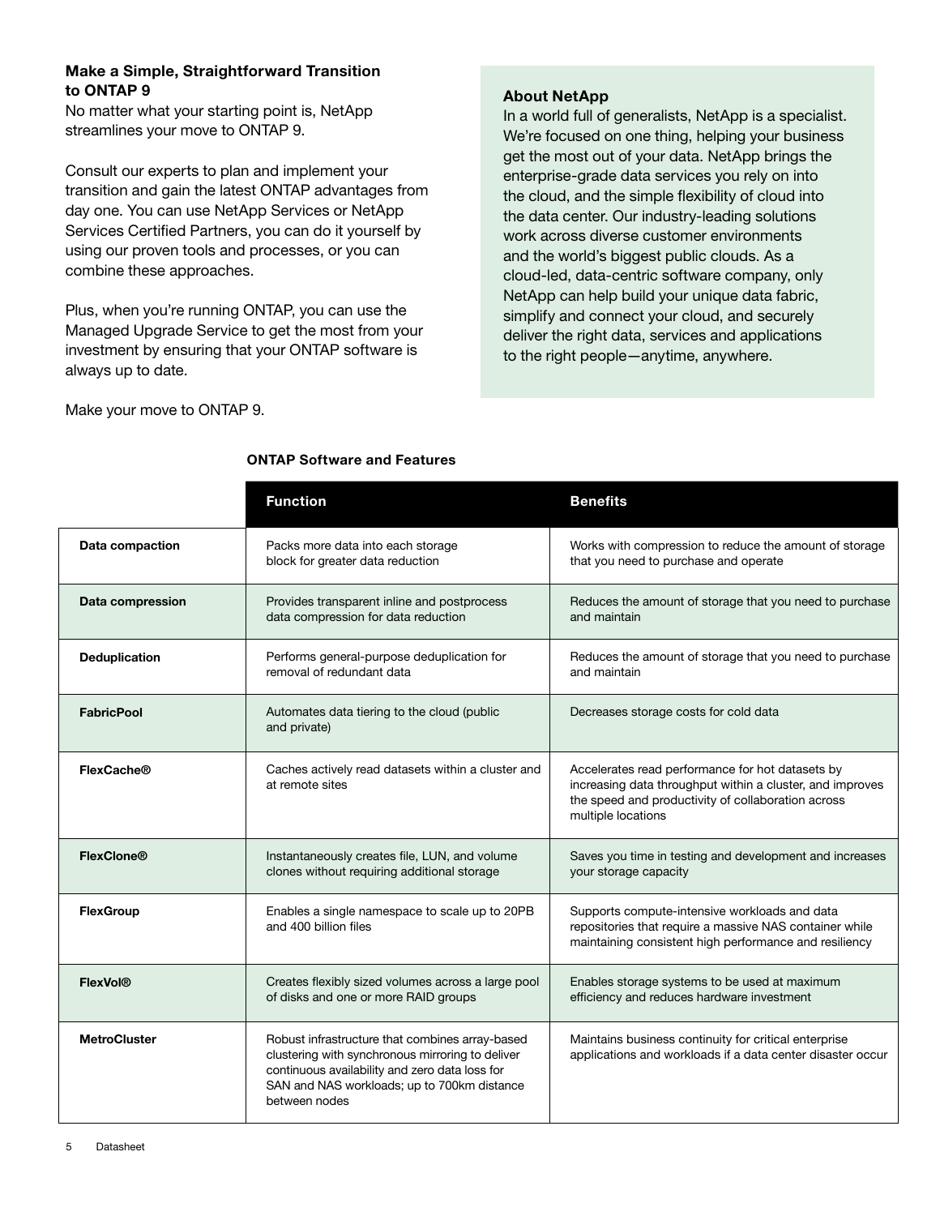### Make a Simple, Straightforward Transition to ONTAP 9

No matter what your starting point is, NetApp streamlines your move to ONTAP 9.

Consult our experts to plan and implement your transition and gain the latest ONTAP advantages from day one. You can use NetApp Services or NetApp Services Certified Partners, you can do it yourself by using our proven tools and processes, or you can combine these approaches.

Plus, when you're running ONTAP, you can use the Managed Upgrade Service to get the most from your investment by ensuring that your ONTAP software is always up to date.

Make your move to ONTAP 9.

### About NetApp

In a world full of generalists, NetApp is a specialist. We're focused on one thing, helping your business get the most out of your data. NetApp brings the enterprise-grade data services you rely on into the cloud, and the simple flexibility of cloud into the data center. Our industry-leading solutions work across diverse customer environments and the world's biggest public clouds. As a cloud-led, data-centric software company, only NetApp can help build your unique data fabric, simplify and connect your cloud, and securely deliver the right data, services and applications to the right people—anytime, anywhere.

**ONTAP Software and Features**

| | Function | Benefits |
|---|---|---|
| **Data compaction** | Packs more data into each storage block for greater data reduction | Works with compression to reduce the amount of storage that you need to purchase and operate |
| **Data compression** | Provides transparent inline and postprocess data compression for data reduction | Reduces the amount of storage that you need to purchase and maintain |
| **Deduplication** | Performs general-purpose deduplication for removal of redundant data | Reduces the amount of storage that you need to purchase and maintain |
| **FabricPool** | Automates data tiering to the cloud (public and private) | Decreases storage costs for cold data |
| **FlexCache®** | Caches actively read datasets within a cluster and at remote sites | Accelerates read performance for hot datasets by increasing data throughput within a cluster, and improves the speed and productivity of collaboration across multiple locations |
| **FlexClone®** | Instantaneously creates file, LUN, and volume clones without requiring additional storage | Saves you time in testing and development and increases your storage capacity |
| **FlexGroup** | Enables a single namespace to scale up to 20PB and 400 billion files | Supports compute-intensive workloads and data repositories that require a massive NAS container while maintaining consistent high performance and resiliency |
| **FlexVol®** | Creates flexibly sized volumes across a large pool of disks and one or more RAID groups | Enables storage systems to be used at maximum efficiency and reduces hardware investment |
| **MetroCluster** | Robust infrastructure that combines array-based clustering with synchronous mirroring to deliver continuous availability and zero data loss for SAN and NAS workloads; up to 700km distance between nodes | Maintains business continuity for critical enterprise applications and workloads if a data center disaster occur |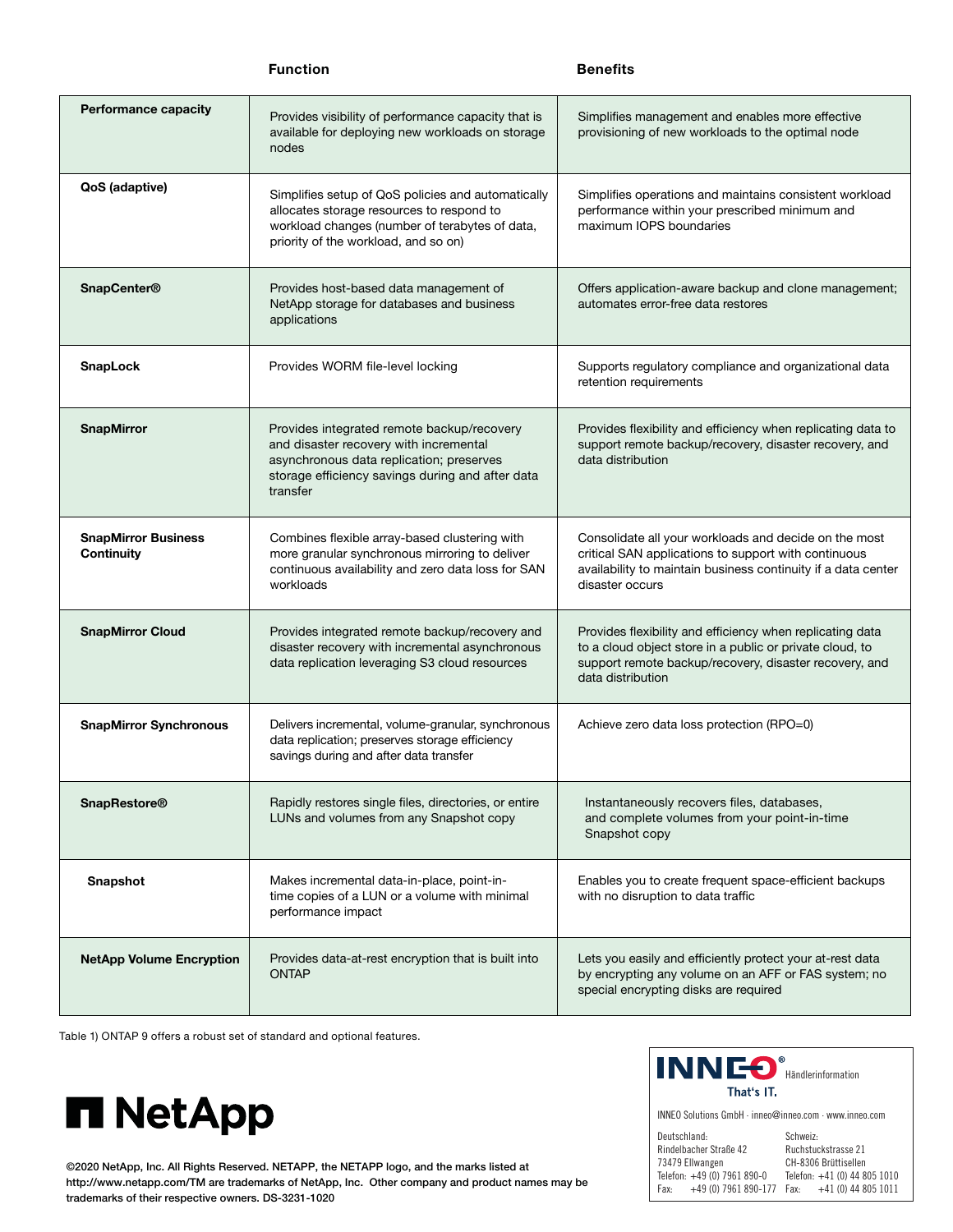| | Function | Benefits |
|---|---|---|
| **Performance capacity** | Provides visibility of performance capacity that is available for deploying new workloads on storage nodes | Simplifies management and enables more effective provisioning of new workloads to the optimal node |
| **QoS (adaptive)** | Simplifies setup of QoS policies and automatically allocates storage resources to respond to workload changes (number of terabytes of data, priority of the workload, and so on) | Simplifies operations and maintains consistent workload performance within your prescribed minimum and maximum IOPS boundaries |
| **SnapCenter®** | Provides host-based data management of NetApp storage for databases and business applications | Offers application-aware backup and clone management; automates error-free data restores |
| **SnapLock** | Provides WORM file-level locking | Supports regulatory compliance and organizational data retention requirements |
| **SnapMirror** | Provides integrated remote backup/recovery and disaster recovery with incremental asynchronous data replication; preserves storage efficiency savings during and after data transfer | Provides flexibility and efficiency when replicating data to support remote backup/recovery, disaster recovery, and data distribution |
| **SnapMirror Business Continuity** | Combines flexible array-based clustering with more granular synchronous mirroring to deliver continuous availability and zero data loss for SAN workloads | Consolidate all your workloads and decide on the most critical SAN applications to support with continuous availability to maintain business continuity if a data center disaster occurs |
| **SnapMirror Cloud** | Provides integrated remote backup/recovery and disaster recovery with incremental asynchronous data replication leveraging S3 cloud resources | Provides flexibility and efficiency when replicating data to a cloud object store in a public or private cloud, to support remote backup/recovery, disaster recovery, and data distribution |
| **SnapMirror Synchronous** | Delivers incremental, volume-granular, synchronous data replication; preserves storage efficiency savings during and after data transfer | Achieve zero data loss protection (RPO=0) |
| **SnapRestore®** | Rapidly restores single files, directories, or entire LUNs and volumes from any Snapshot copy | Instantaneously recovers files, databases, and complete volumes from your point-in-time Snapshot copy |
| **Snapshot** | Makes incremental data-in-place, point-in-time copies of a LUN or a volume with minimal performance impact | Enables you to create frequent space-efficient backups with no disruption to data traffic |
| **NetApp Volume Encryption** | Provides data-at-rest encryption that is built into ONTAP | Lets you easily and efficiently protect your at-rest data by encrypting any volume on an AFF or FAS system; no special encrypting disks are required |

Table 1) ONTAP 9 offers a robust set of standard and optional features.

**NetApp**

©2020 NetApp, Inc. All Rights Reserved. NETAPP, the NETAPP logo, and the marks listed at http://www.netapp.com/TM are trademarks of NetApp, Inc. Other company and product names may be trademarks of their respective owners. DS-3231-1020

**INNEO®** Händlerinformation
That's IT.

INNEO Solutions GmbH · inneo@inneo.com · www.inneo.com

Deutschland:
Rindelbacher Straße 42
73479 Ellwangen
Telefon: +49 (0) 7961 890-0
Fax: +49 (0) 7961 890-177

Schweiz:
Ruchstuckstrasse 21
CH-8306 Brüttisellen
Telefon: +41 (0) 44 805 1010
Fax: +41 (0) 44 805 1011